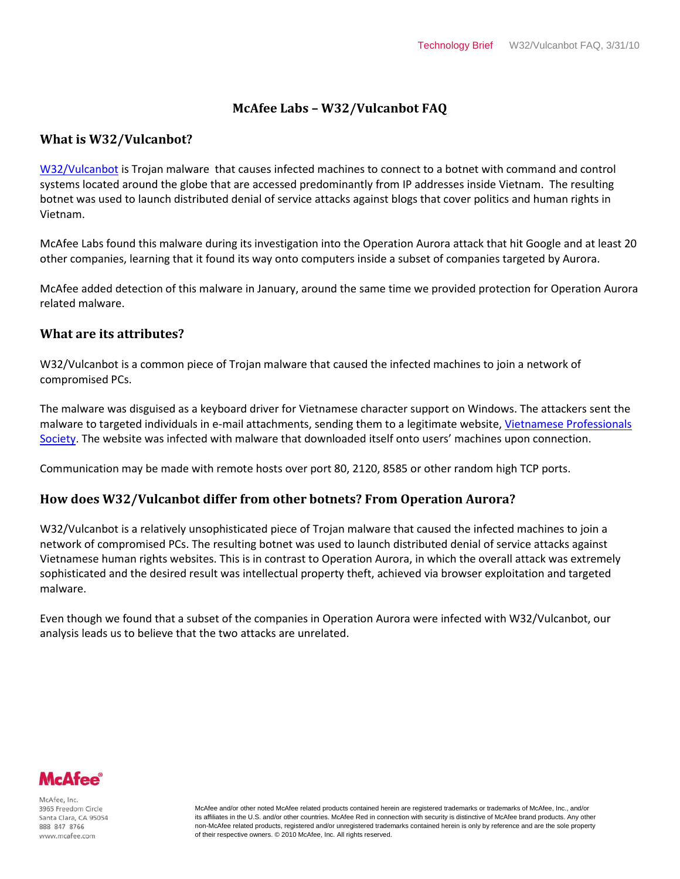# McAfee Labs – W32/Vulcanbot FAQ

## What is W32/Vulcanbot?

W32/Vulcanbot is Trojan malware that causes infected machines to connect to a botnet with command and control systems located around the globe that are accessed predominantly from IP addresses inside Vietnam. The resulting botnet was used to launch distributed denial of service attacks against blogs that cover politics and human rights in Vietnam.

McAfee Labs found this malware during its investigation into the Operation Aurora attack that hit Google and at least 20 other companies, learning that it found its way onto computers inside a subset of companies targeted by Aurora.

McAfee added detection of this malware in January, around the same time we provided protection for Operation Aurora related malware.

## What are its attributes?

W32/Vulcanbot is a common piece of Trojan malware that caused the infected machines to join a network of compromised PCs.

The malware was disguised as a keyboard driver for Vietnamese character support on Windows. The attackers sent the malware to targeted individuals in e-mail attachments, sending them to a legitimate website, Vietnamese Professionals Society. The website was infected with malware that downloaded itself onto users' machines upon connection.

Communication may be made with remote hosts over port 80, 2120, 8585 or other random high TCP ports.

## How does W32/Vulcanbot differ from other botnets? From Operation Aurora?

W32/Vulcanbot is a relatively unsophisticated piece of Trojan malware that caused the infected machines to join a network of compromised PCs. The resulting botnet was used to launch distributed denial of service attacks against Vietnamese human rights websites. This is in contrast to Operation Aurora, in which the overall attack was extremely sophisticated and the desired result was intellectual property theft, achieved via browser exploitation and targeted malware.

Even though we found that a subset of the companies in Operation Aurora were infected with W32/Vulcanbot, our analysis leads us to believe that the two attacks are unrelated.

McAfee, Inc.
3965 Freedom Circle
Santa Clara, CA 95054
888 847 8766
www.mcafee.com

McAfee and/or other noted McAfee related products contained herein are registered trademarks or trademarks of McAfee, Inc., and/or its affiliates in the U.S. and/or other countries. McAfee Red in connection with security is distinctive of McAfee brand products. Any other non-McAfee related products, registered and/or unregistered trademarks contained herein is only by reference and are the sole property of their respective owners. © 2010 McAfee, Inc. All rights reserved.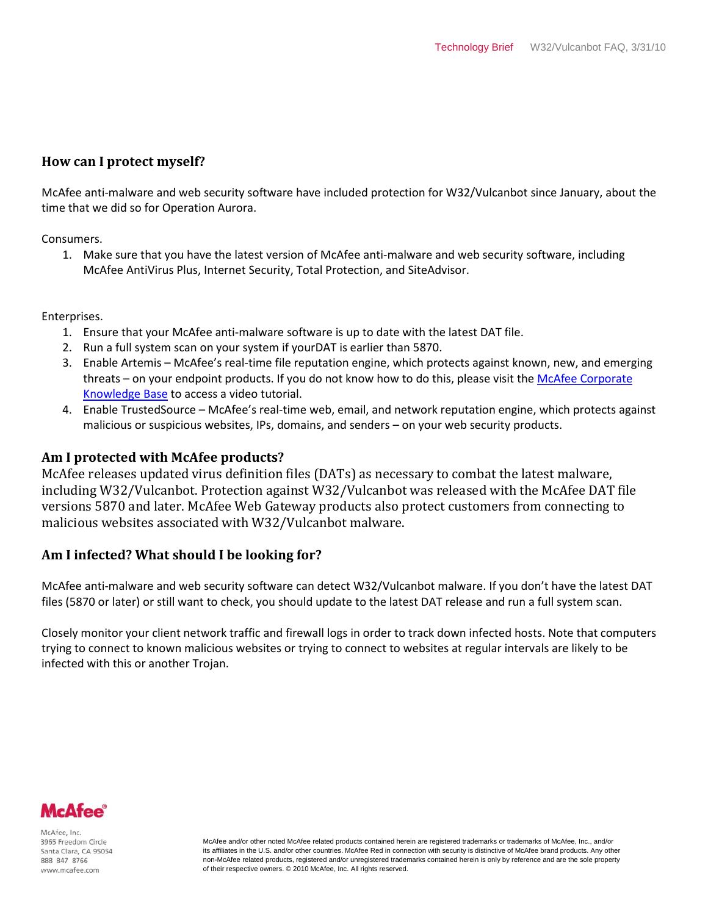## How can I protect myself?

McAfee anti-malware and web security software have included protection for W32/Vulcanbot since January, about the time that we did so for Operation Aurora.

Consumers.

1. Make sure that you have the latest version of McAfee anti-malware and web security software, including McAfee AntiVirus Plus, Internet Security, Total Protection, and SiteAdvisor.

Enterprises.

1. Ensure that your McAfee anti-malware software is up to date with the latest DAT file.
2. Run a full system scan on your system if yourDAT is earlier than 5870.
3. Enable Artemis – McAfee's real-time file reputation engine, which protects against known, new, and emerging threats – on your endpoint products. If you do not know how to do this, please visit the McAfee Corporate Knowledge Base to access a video tutorial.
4. Enable TrustedSource – McAfee's real-time web, email, and network reputation engine, which protects against malicious or suspicious websites, IPs, domains, and senders – on your web security products.

## Am I protected with McAfee products?

McAfee releases updated virus definition files (DATs) as necessary to combat the latest malware, including W32/Vulcanbot. Protection against W32/Vulcanbot was released with the McAfee DAT file versions 5870 and later. McAfee Web Gateway products also protect customers from connecting to malicious websites associated with W32/Vulcanbot malware.

## Am I infected? What should I be looking for?

McAfee anti-malware and web security software can detect W32/Vulcanbot malware. If you don't have the latest DAT files (5870 or later) or still want to check, you should update to the latest DAT release and run a full system scan.

Closely monitor your client network traffic and firewall logs in order to track down infected hosts. Note that computers trying to connect to known malicious websites or trying to connect to websites at regular intervals are likely to be infected with this or another Trojan.

McAfee, Inc.
3965 Freedom Circle
Santa Clara, CA 95054
888 847 8766
www.mcafee.com

McAfee and/or other noted McAfee related products contained herein are registered trademarks or trademarks of McAfee, Inc., and/or its affiliates in the U.S. and/or other countries. McAfee Red in connection with security is distinctive of McAfee brand products. Any other non-McAfee related products, registered and/or unregistered trademarks contained herein is only by reference and are the sole property of their respective owners. © 2010 McAfee, Inc. All rights reserved.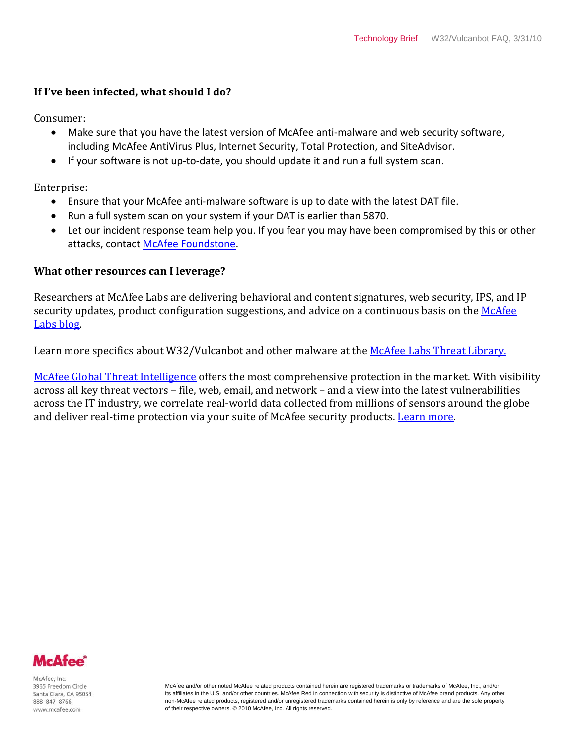## If I've been infected, what should I do?

Consumer:

- Make sure that you have the latest version of McAfee anti-malware and web security software, including McAfee AntiVirus Plus, Internet Security, Total Protection, and SiteAdvisor.
- If your software is not up-to-date, you should update it and run a full system scan.

Enterprise:

- Ensure that your McAfee anti-malware software is up to date with the latest DAT file.
- Run a full system scan on your system if your DAT is earlier than 5870.
- Let our incident response team help you. If you fear you may have been compromised by this or other attacks, contact McAfee Foundstone.

## What other resources can I leverage?

Researchers at McAfee Labs are delivering behavioral and content signatures, web security, IPS, and IP security updates, product configuration suggestions, and advice on a continuous basis on the McAfee Labs blog.

Learn more specifics about W32/Vulcanbot and other malware at the McAfee Labs Threat Library.

McAfee Global Threat Intelligence offers the most comprehensive protection in the market. With visibility across all key threat vectors – file, web, email, and network – and a view into the latest vulnerabilities across the IT industry, we correlate real-world data collected from millions of sensors around the globe and deliver real-time protection via your suite of McAfee security products. Learn more.

McAfee, Inc.
3965 Freedom Circle
Santa Clara, CA 95054
888 847 8766
www.mcafee.com

McAfee and/or other noted McAfee related products contained herein are registered trademarks or trademarks of McAfee, Inc., and/or its affiliates in the U.S. and/or other countries. McAfee Red in connection with security is distinctive of McAfee brand products. Any other non-McAfee related products, registered and/or unregistered trademarks contained herein is only by reference and are the sole property of their respective owners. © 2010 McAfee, Inc. All rights reserved.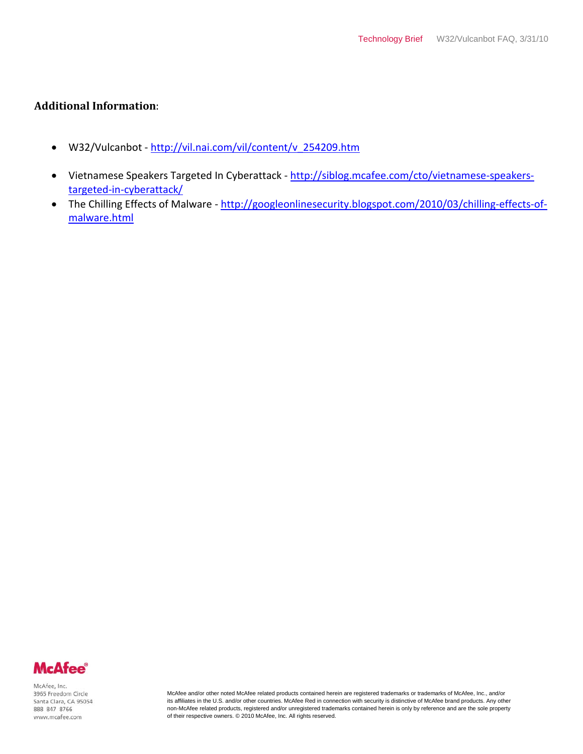**Additional Information**:

- W32/Vulcanbot - http://vil.nai.com/vil/content/v_254209.htm
- Vietnamese Speakers Targeted In Cyberattack - http://siblog.mcafee.com/cto/vietnamese-speakers-targeted-in-cyberattack/
- The Chilling Effects of Malware - http://googleonlinesecurity.blogspot.com/2010/03/chilling-effects-of-malware.html

McAfee®

McAfee, Inc.
3965 Freedom Circle
Santa Clara, CA 95054
888 847 8766
www.mcafee.com

McAfee and/or other noted McAfee related products contained herein are registered trademarks or trademarks of McAfee, Inc., and/or its affiliates in the U.S. and/or other countries. McAfee Red in connection with security is distinctive of McAfee brand products. Any other non-McAfee related products, registered and/or unregistered trademarks contained herein is only by reference and are the sole property of their respective owners. © 2010 McAfee, Inc. All rights reserved.